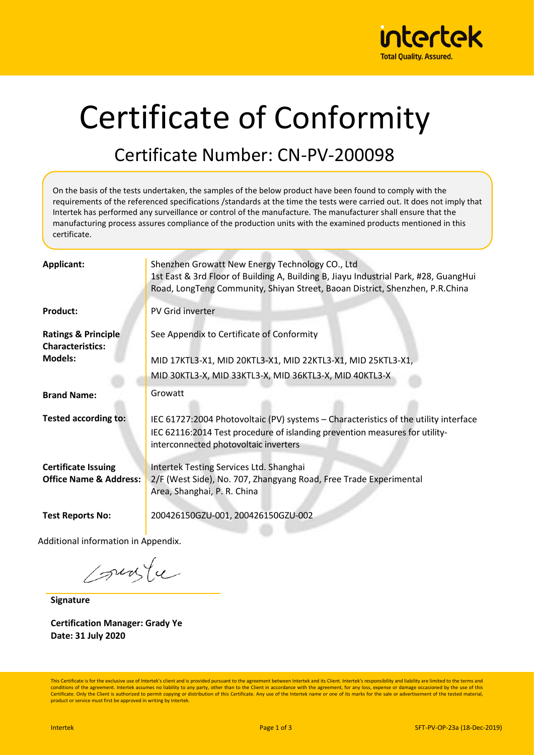# Certificate of Conformity

## Certificate Number: CN-PV-200098

On the basis of the tests undertaken, the samples of the below product have been found to comply with the requirements of the referenced specifications /standards at the time the tests were carried out. It does not imply that Intertek has performed any surveillance or control of the manufacture. The manufacturer shall ensure that the manufacturing process assures compliance of the production units with the examined products mentioned in this certificate.

| | |
|---|---|
| **Applicant:** | Shenzhen Growatt New Energy Technology CO., Ltd<br>1st East & 3rd Floor of Building A, Building B, Jiayu Industrial Park, #28, GuangHui Road, LongTeng Community, Shiyan Street, Baoan District, Shenzhen, P.R.China |
| **Product:** | PV Grid inverter |
| **Ratings & Principle Characteristics:** | See Appendix to Certificate of Conformity |
| **Models:** | MID 17KTL3-X1, MID 20KTL3-X1, MID 22KTL3-X1, MID 25KTL3-X1,<br>MID 30KTL3-X, MID 33KTL3-X, MID 36KTL3-X, MID 40KTL3-X |
| **Brand Name:** | Growatt |
| **Tested according to:** | IEC 61727:2004 Photovoltaic (PV) systems – Characteristics of the utility interface<br>IEC 62116:2014 Test procedure of islanding prevention measures for utility-interconnected photovoltaic inverters |
| **Certificate Issuing Office Name & Address:** | Intertek Testing Services Ltd. Shanghai<br>2/F (West Side), No. 707, Zhangyang Road, Free Trade Experimental Area, Shanghai, P. R. China |
| **Test Reports No:** | 200426150GZU-001, 200426150GZU-002 |

Additional information in Appendix.

**Signature**

**Certification Manager: Grady Ye**
**Date: 31 July 2020**

This Certificate is for the exclusive use of Intertek's client and is provided pursuant to the agreement between Intertek and its Client. Intertek's responsibility and liability are limited to the terms and conditions of the agreement. Intertek assumes no liability to any party, other than to the Client in accordance with the agreement, for any loss, expense or damage occasioned by the use of this Certificate. Only the Client is authorized to permit copying or distribution of this Certificate. Any use of the Intertek name or one of its marks for the sale or advertisement of the tested material, product or service must first be approved in writing by Intertek.

SFT-PV-OP-23a (18-Dec-2019)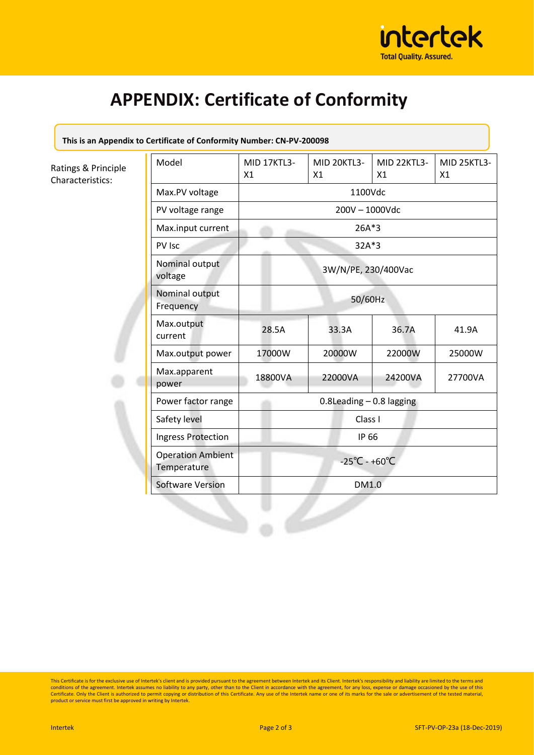# APPENDIX: Certificate of Conformity

**This is an Appendix to Certificate of Conformity Number: CN-PV-200098**

Ratings & Principle Characteristics:

| Model | MID 17KTL3-X1 | MID 20KTL3-X1 | MID 22KTL3-X1 | MID 25KTL3-X1 |
|---|---|---|---|---|
| Max.PV voltage | 1100Vdc | | | |
| PV voltage range | 200V – 1000Vdc | | | |
| Max.input current | 26A*3 | | | |
| PV Isc | 32A*3 | | | |
| Nominal output voltage | 3W/N/PE, 230/400Vac | | | |
| Nominal output Frequency | 50/60Hz | | | |
| Max.output current | 28.5A | 33.3A | 36.7A | 41.9A |
| Max.output power | 17000W | 20000W | 22000W | 25000W |
| Max.apparent power | 18800VA | 22000VA | 24200VA | 27700VA |
| Power factor range | 0.8Leading – 0.8 lagging | | | |
| Safety level | Class I | | | |
| Ingress Protection | IP 66 | | | |
| Operation Ambient Temperature | -25℃ - +60℃ | | | |
| Software Version | DM1.0 | | | |

This Certificate is for the exclusive use of Intertek's client and is provided pursuant to the agreement between Intertek and its Client. Intertek's responsibility and liability are limited to the terms and conditions of the agreement. Intertek assumes no liability to any party, other than to the Client in accordance with the agreement, for any loss, expense or damage occasioned by the use of this Certificate. Only the Client is authorized to permit copying or distribution of this Certificate. Any use of the Intertek name or one of its marks for the sale or advertisement of the tested material, product or service must first be approved in writing by Intertek.

Intertek SFT-PV-OP-23a (18-Dec-2019)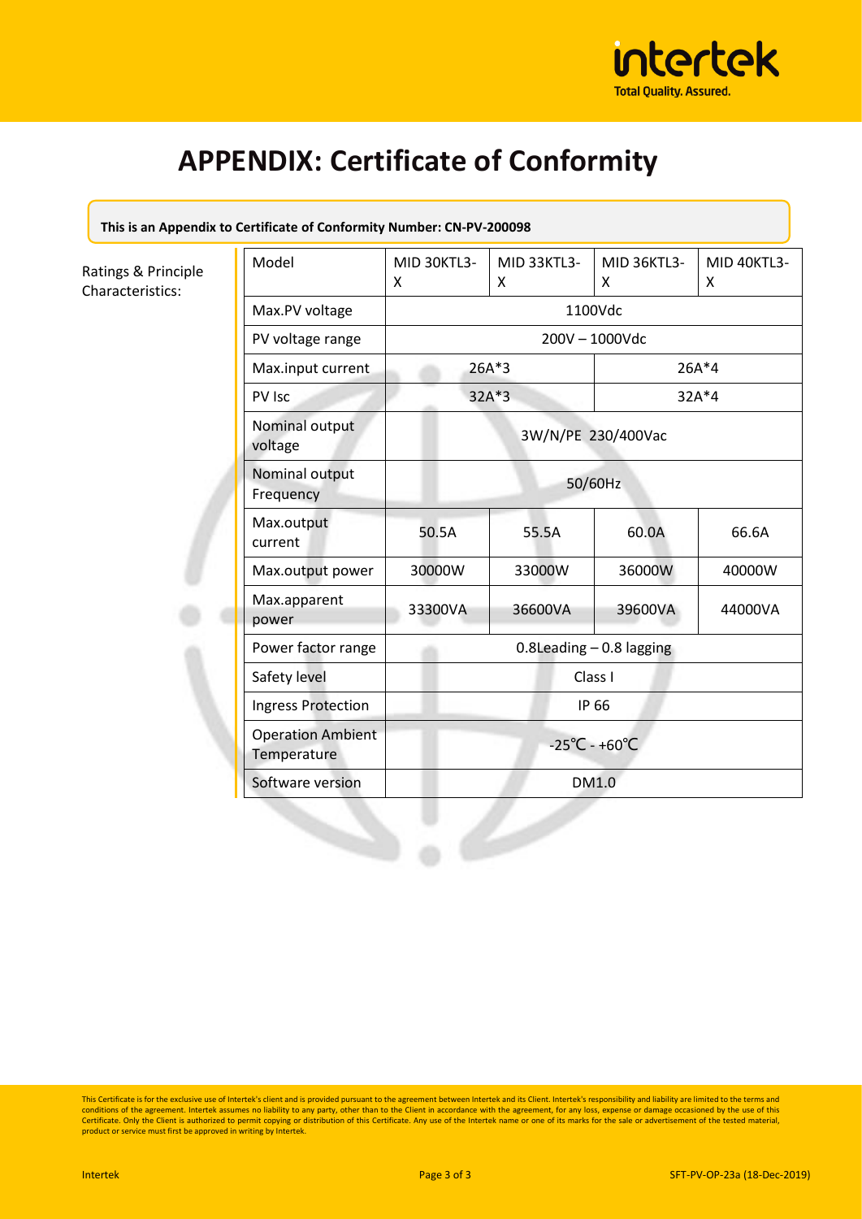# APPENDIX: Certificate of Conformity

**This is an Appendix to Certificate of Conformity Number: CN-PV-200098**

Ratings & Principle Characteristics:

| Model | MID 30KTL3-X | MID 33KTL3-X | MID 36KTL3-X | MID 40KTL3-X |
|---|---|---|---|---|
| Max.PV voltage | 1100Vdc | | | |
| PV voltage range | 200V – 1000Vdc | | | |
| Max.input current | 26A*3 | | 26A*4 | |
| PV Isc | 32A*3 | | 32A*4 | |
| Nominal output voltage | 3W/N/PE 230/400Vac | | | |
| Nominal output Frequency | 50/60Hz | | | |
| Max.output current | 50.5A | 55.5A | 60.0A | 66.6A |
| Max.output power | 30000W | 33000W | 36000W | 40000W |
| Max.apparent power | 33300VA | 36600VA | 39600VA | 44000VA |
| Power factor range | 0.8Leading – 0.8 lagging | | | |
| Safety level | Class I | | | |
| Ingress Protection | IP 66 | | | |
| Operation Ambient Temperature | -25℃ - +60℃ | | | |
| Software version | DM1.0 | | | |

This Certificate is for the exclusive use of Intertek's client and is provided pursuant to the agreement between Intertek and its Client. Intertek's responsibility and liability are limited to the terms and conditions of the agreement. Intertek assumes no liability to any party, other than to the Client in accordance with the agreement, for any loss, expense or damage occasioned by the use of this Certificate. Only the Client is authorized to permit copying or distribution of this Certificate. Any use of the Intertek name or one of its marks for the sale or advertisement of the tested material, product or service must first be approved in writing by Intertek.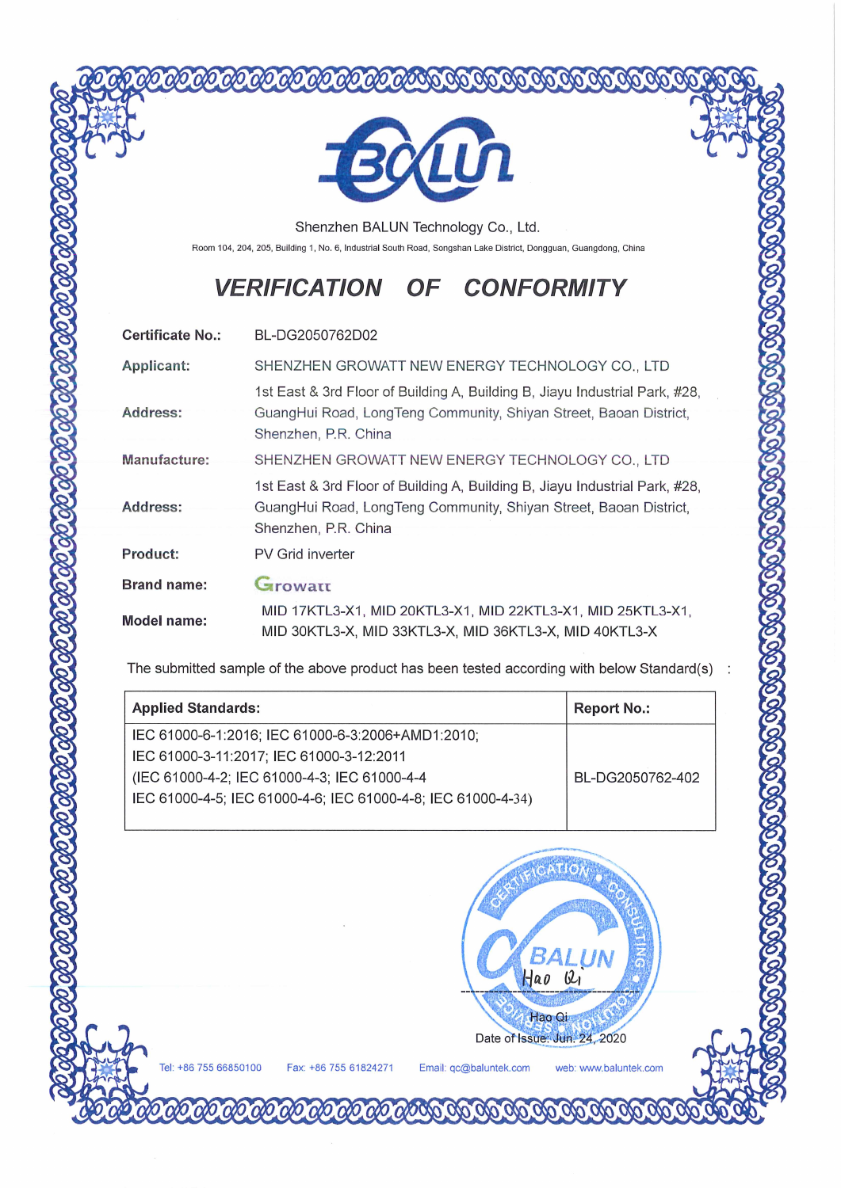Shenzhen BALUN Technology Co., Ltd.

Room 104, 204, 205, Building 1, No. 6, Industrial South Road, Songshan Lake District, Dongguan, Guangdong, China

# VERIFICATION OF CONFORMITY

| | |
|---|---|
| **Certificate No.:** | BL-DG2050762D02 |
| **Applicant:** | SHENZHEN GROWATT NEW ENERGY TECHNOLOGY CO., LTD |
| **Address:** | 1st East & 3rd Floor of Building A, Building B, Jiayu Industrial Park, #28, GuangHui Road, LongTeng Community, Shiyan Street, Baoan District, Shenzhen, P.R. China |
| **Manufacture:** | SHENZHEN GROWATT NEW ENERGY TECHNOLOGY CO., LTD |
| **Address:** | 1st East & 3rd Floor of Building A, Building B, Jiayu Industrial Park, #28, GuangHui Road, LongTeng Community, Shiyan Street, Baoan District, Shenzhen, P.R. China |
| **Product:** | PV Grid inverter |
| **Brand name:** | Growatt |
| **Model name:** | MID 17KTL3-X1, MID 20KTL3-X1, MID 22KTL3-X1, MID 25KTL3-X1, MID 30KTL3-X, MID 33KTL3-X, MID 36KTL3-X, MID 40KTL3-X |

The submitted sample of the above product has been tested according with below Standard(s) :

| Applied Standards: | Report No.: |
|---|---|
| IEC 61000-6-1:2016; IEC 61000-6-3:2006+AMD1:2010; IEC 61000-3-11:2017; IEC 61000-3-12:2011 (IEC 61000-4-2; IEC 61000-4-3; IEC 61000-4-4 IEC 61000-4-5; IEC 61000-4-6; IEC 61000-4-8; IEC 61000-4-34) | BL-DG2050762-402 |

Hao Qi

Hao Qi

Date of Issue: Jun. 24, 2020

Tel: +86 755 66850100    Fax: +86 755 61824271    Email: qc@baluntek.com    web: www.baluntek.com